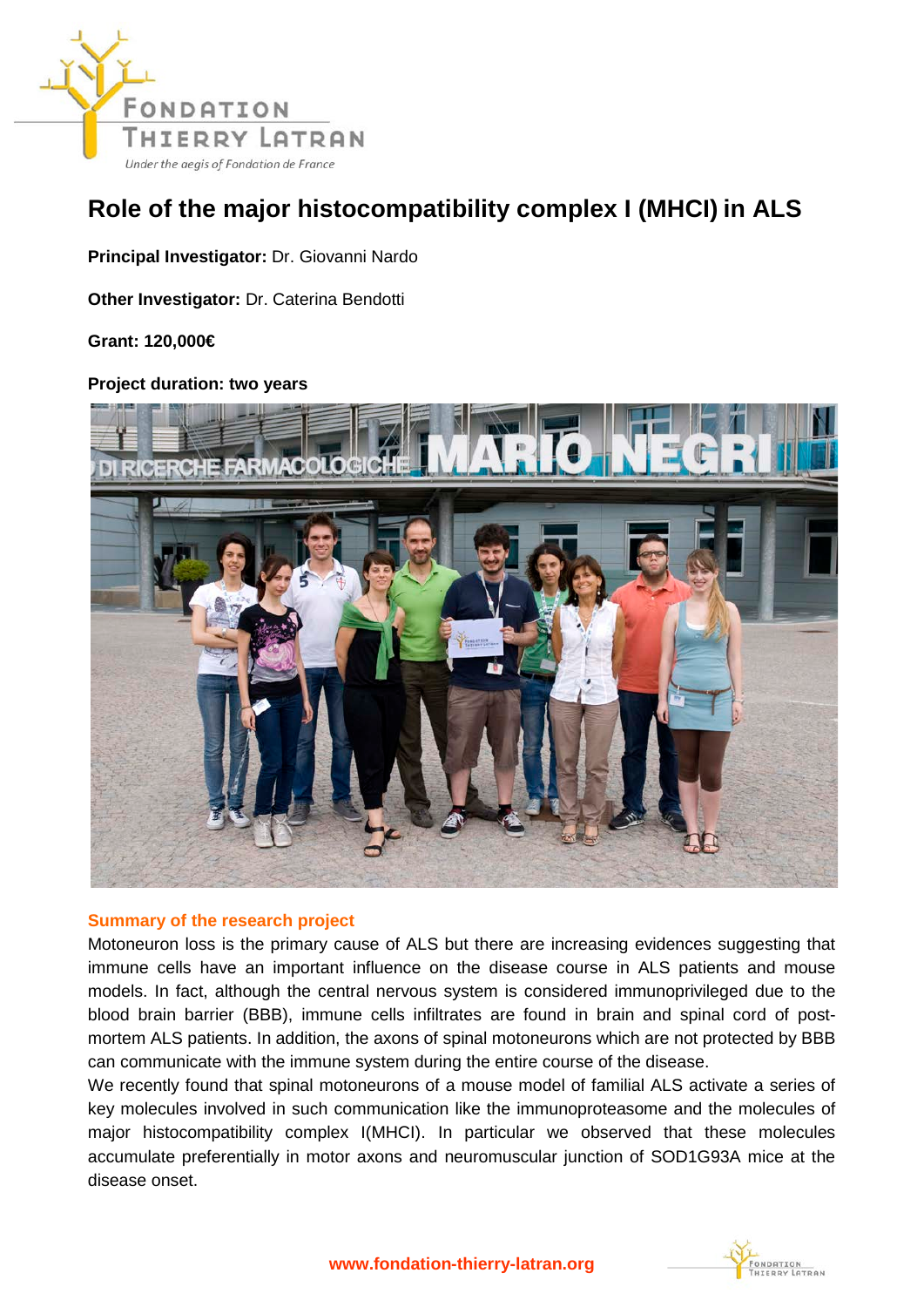# Role of the major histocompatibility complex I (MHCI) in ALS

**Principal Investigator:** Dr. Giovanni Nardo

**Other Investigator:** Dr. Caterina Bendotti

**Grant: 120,000€**

**Project duration: two years**

## Summary of the research project

Motoneuron loss is the primary cause of ALS but there are increasing evidences suggesting that immune cells have an important influence on the disease course in ALS patients and mouse models. In fact, although the central nervous system is considered immunoprivileged due to the blood brain barrier (BBB), immune cells infiltrates are found in brain and spinal cord of post-mortem ALS patients. In addition, the axons of spinal motoneurons which are not protected by BBB can communicate with the immune system during the entire course of the disease.

We recently found that spinal motoneurons of a mouse model of familial ALS activate a series of key molecules involved in such communication like the immunoproteasome and the molecules of major histocompatibility complex I(MHCI). In particular we observed that these molecules accumulate preferentially in motor axons and neuromuscular junction of SOD1G93A mice at the disease onset.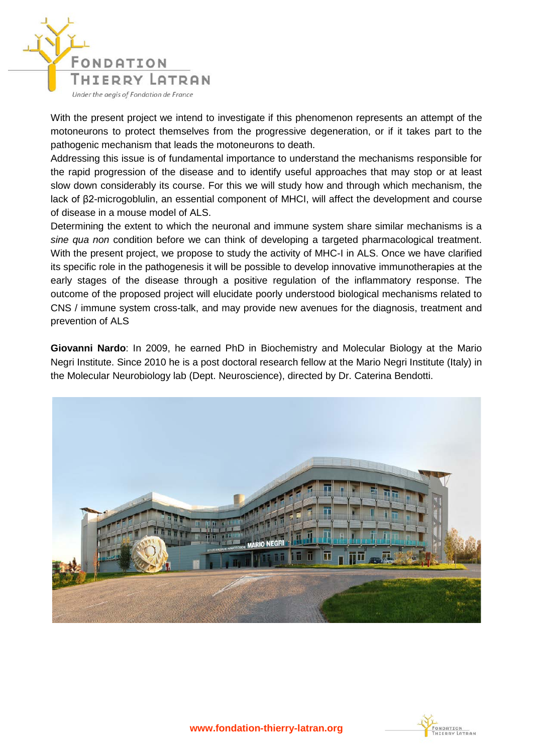With the present project we intend to investigate if this phenomenon represents an attempt of the motoneurons to protect themselves from the progressive degeneration, or if it takes part to the pathogenic mechanism that leads the motoneurons to death.
Addressing this issue is of fundamental importance to understand the mechanisms responsible for the rapid progression of the disease and to identify useful approaches that may stop or at least slow down considerably its course. For this we will study how and through which mechanism, the lack of β2-microgoblulin, an essential component of MHCI, will affect the development and course of disease in a mouse model of ALS.
Determining the extent to which the neuronal and immune system share similar mechanisms is a *sine qua non* condition before we can think of developing a targeted pharmacological treatment. With the present project, we propose to study the activity of MHC-I in ALS. Once we have clarified its specific role in the pathogenesis it will be possible to develop innovative immunotherapies at the early stages of the disease through a positive regulation of the inflammatory response. The outcome of the proposed project will elucidate poorly understood biological mechanisms related to CNS / immune system cross-talk, and may provide new avenues for the diagnosis, treatment and prevention of ALS

**Giovanni Nardo**: In 2009, he earned PhD in Biochemistry and Molecular Biology at the Mario Negri Institute. Since 2010 he is a post doctoral research fellow at the Mario Negri Institute (Italy) in the Molecular Neurobiology lab (Dept. Neuroscience), directed by Dr. Caterina Bendotti.